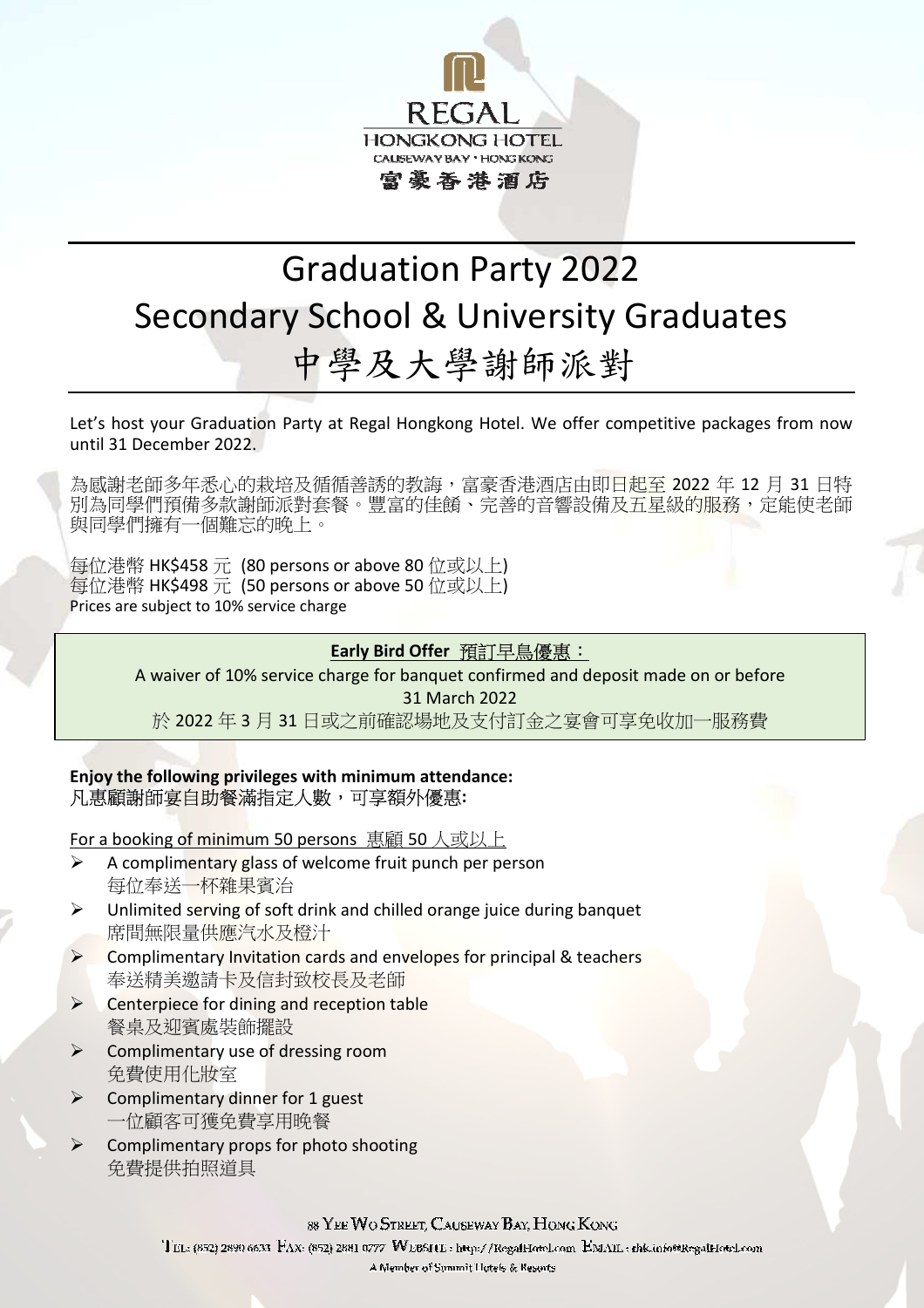REGAL
HONGKONG HOTEL
CAUSEWAY BAY • HONG KONG
富豪香港酒店

# Graduation Party 2022
# Secondary School & University Graduates
# 中學及大學謝師派對

Let's host your Graduation Party at Regal Hongkong Hotel. We offer competitive packages from now until 31 December 2022.

為感謝老師多年悉心的栽培及循循善誘的教誨，富豪香港酒店由即日起至 2022 年 12 月 31 日特別為同學們預備多款謝師派對套餐。豐富的佳餚、完善的音響設備及五星級的服務，定能使老師與同學們擁有一個難忘的晚上。

每位港幣 HK$458 元 (80 persons or above 80 位或以上)
每位港幣 HK$498 元 (50 persons or above 50 位或以上)
Prices are subject to 10% service charge

**Early Bird Offer 預訂早鳥優惠：**

A waiver of 10% service charge for banquet confirmed and deposit made on or before 31 March 2022

於 2022 年 3 月 31 日或之前確認場地及支付訂金之宴會可享免收加一服務費

**Enjoy the following privileges with minimum attendance:**
**凡惠顧謝師宴自助餐滿指定人數，可享額外優惠:**

For a booking of minimum 50 persons 惠顧 50 人或以上

- A complimentary glass of welcome fruit punch per person
  每位奉送一杯雜果賓治
- Unlimited serving of soft drink and chilled orange juice during banquet
  席間無限量供應汽水及橙汁
- Complimentary Invitation cards and envelopes for principal & teachers
  奉送精美邀請卡及信封致校長及老師
- Centerpiece for dining and reception table
  餐桌及迎賓處裝飾擺設
- Complimentary use of dressing room
  免費使用化妝室
- Complimentary dinner for 1 guest
  一位顧客可獲免費享用晚餐
- Complimentary props for photo shooting
  免費提供拍照道具

88 Yee Wo Street, Causeway Bay, Hong Kong
Tel: (852) 2890 6633 Fax: (852) 2881 0777 Website: http://RegalHotel.com Email: rhk.info@RegalHotel.com
A Member of Summit Hotels & Resorts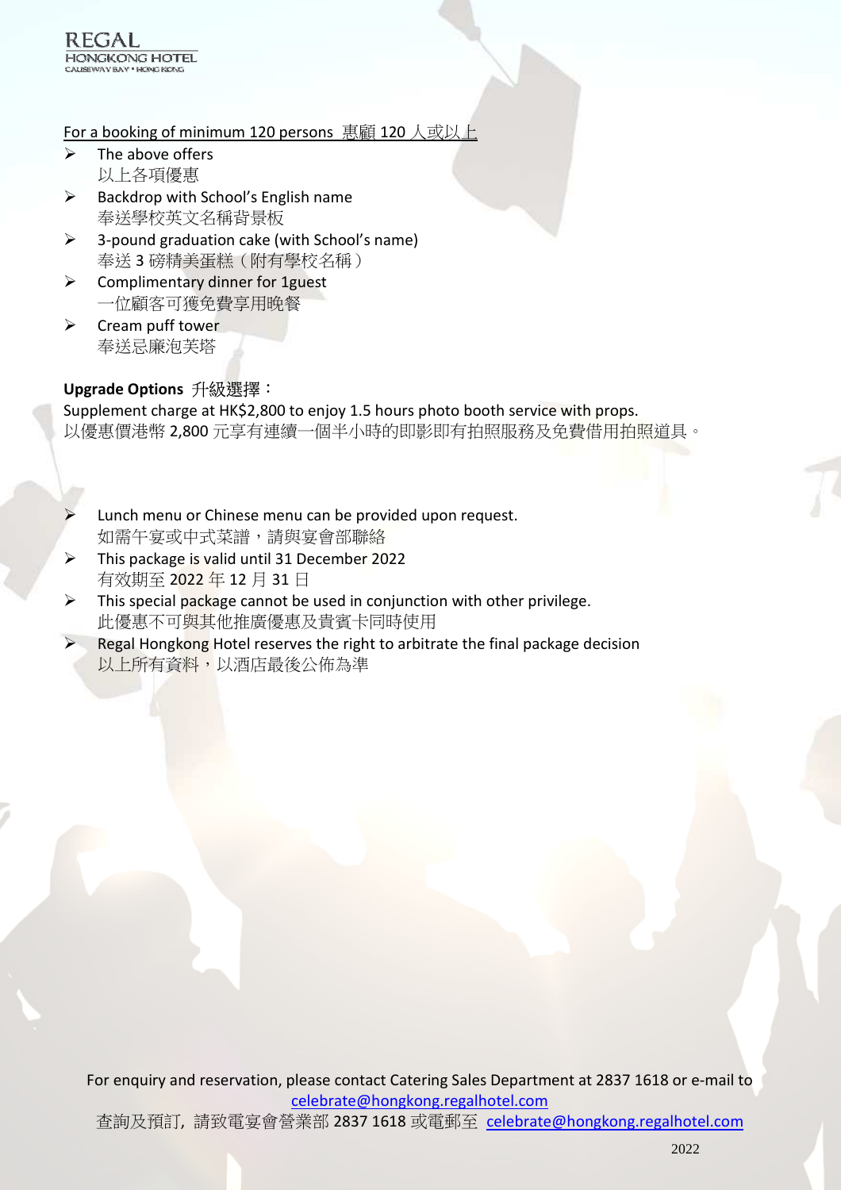For a booking of minimum 120 persons 惠顧 120 人或以上

- The above offers
  以上各項優惠
- Backdrop with School's English name
  奉送學校英文名稱背景板
- 3-pound graduation cake (with School's name)
  奉送 3 磅精美蛋糕（附有學校名稱）
- Complimentary dinner for 1guest
  一位顧客可獲免費享用晚餐
- Cream puff tower
  奉送忌廉泡芙塔

**Upgrade Options** 升級選擇：

Supplement charge at HK$2,800 to enjoy 1.5 hours photo booth service with props.
以優惠價港幣 2,800 元享有連續一個半小時的即影即有拍照服務及免費借用拍照道具。

- Lunch menu or Chinese menu can be provided upon request.
  如需午宴或中式菜譜，請與宴會部聯絡
- This package is valid until 31 December 2022
  有效期至 2022 年 12 月 31 日
- This special package cannot be used in conjunction with other privilege.
  此優惠不可與其他推廣優惠及貴賓卡同時使用
- Regal Hongkong Hotel reserves the right to arbitrate the final package decision
  以上所有資料，以酒店最後公佈為準

For enquiry and reservation, please contact Catering Sales Department at 2837 1618 or e-mail to celebrate@hongkong.regalhotel.com
查詢及預訂，請致電宴會營業部 2837 1618 或電郵至 celebrate@hongkong.regalhotel.com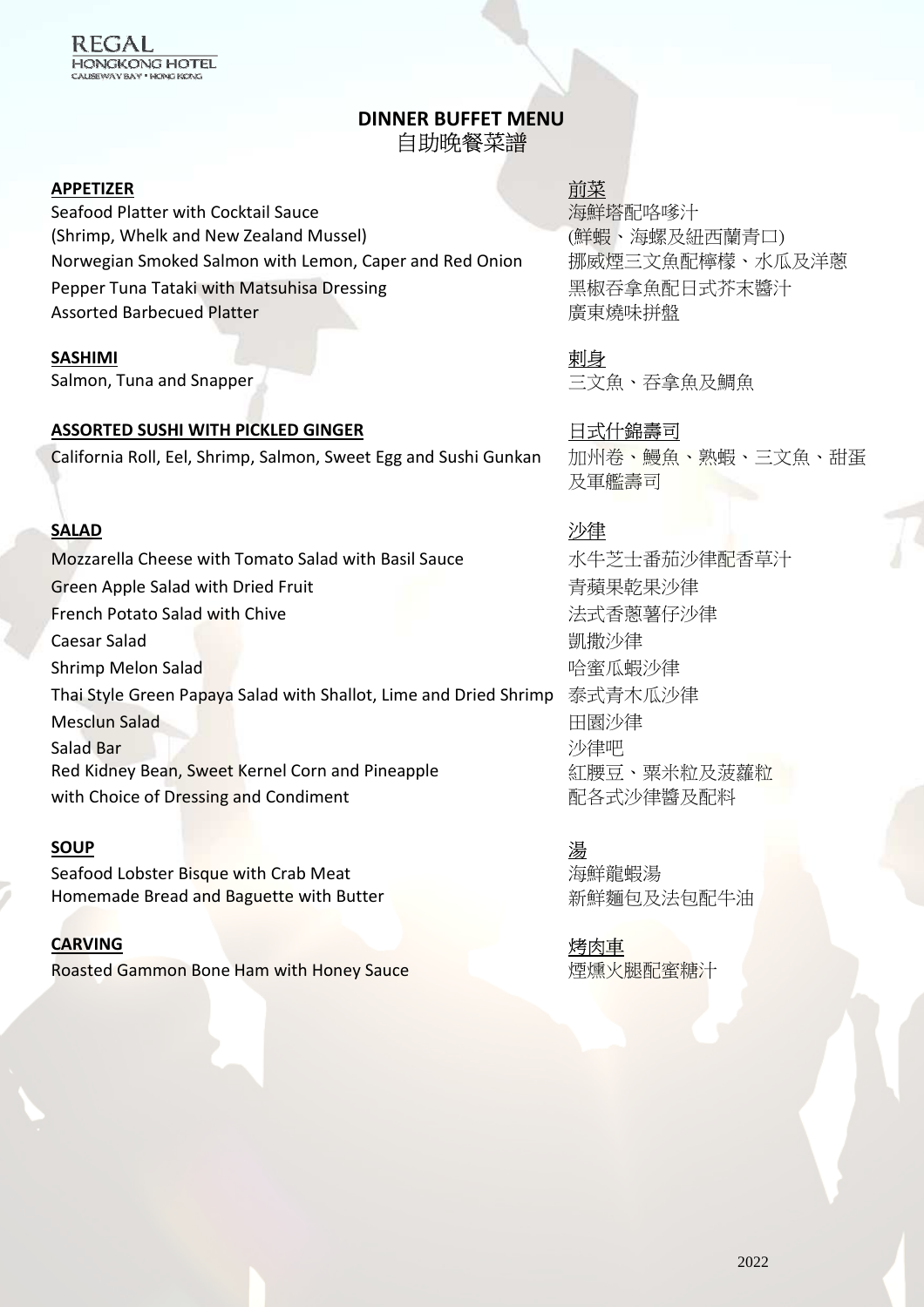REGAL HONGKONG HOTEL
CAUSEWAY BAY • HONG KONG

# DINNER BUFFET MENU
# 自助晚餐菜譜

## APPETIZER 前菜

Seafood Platter with Cocktail Sauce
(Shrimp, Whelk and New Zealand Mussel)
海鮮塔配咯嗲汁
(鮮蝦、海螺及紐西蘭青口)

Norwegian Smoked Salmon with Lemon, Caper and Red Onion
挪威煙三文魚配檸檬、水瓜及洋蔥

Pepper Tuna Tataki with Matsuhisa Dressing
黑椒吞拿魚配日式芥末醬汁

Assorted Barbecued Platter
廣東燒味拼盤

## SASHIMI 刺身

Salmon, Tuna and Snapper
三文魚、吞拿魚及鯛魚

## ASSORTED SUSHI WITH PICKLED GINGER 日式什錦壽司

California Roll, Eel, Shrimp, Salmon, Sweet Egg and Sushi Gunkan
加州卷、鰻魚、熟蝦、三文魚、甜蛋及軍艦壽司

## SALAD 沙律

Mozzarella Cheese with Tomato Salad with Basil Sauce
水牛芝士番茄沙律配香草汁

Green Apple Salad with Dried Fruit
青蘋果乾果沙律

French Potato Salad with Chive
法式香蔥薯仔沙律

Caesar Salad
凱撒沙律

Shrimp Melon Salad
哈蜜瓜蝦沙律

Thai Style Green Papaya Salad with Shallot, Lime and Dried Shrimp
泰式青木瓜沙律

Mesclun Salad
田園沙律

Salad Bar
沙律吧

Red Kidney Bean, Sweet Kernel Corn and Pineapple
with Choice of Dressing and Condiment
紅腰豆、粟米粒及菠蘿粒
配各式沙律醬及配料

## SOUP 湯

Seafood Lobster Bisque with Crab Meat
海鮮龍蝦湯

Homemade Bread and Baguette with Butter
新鮮麵包及法包配牛油

## CARVING 烤肉車

Roasted Gammon Bone Ham with Honey Sauce
煙燻火腿配蜜糖汁

2022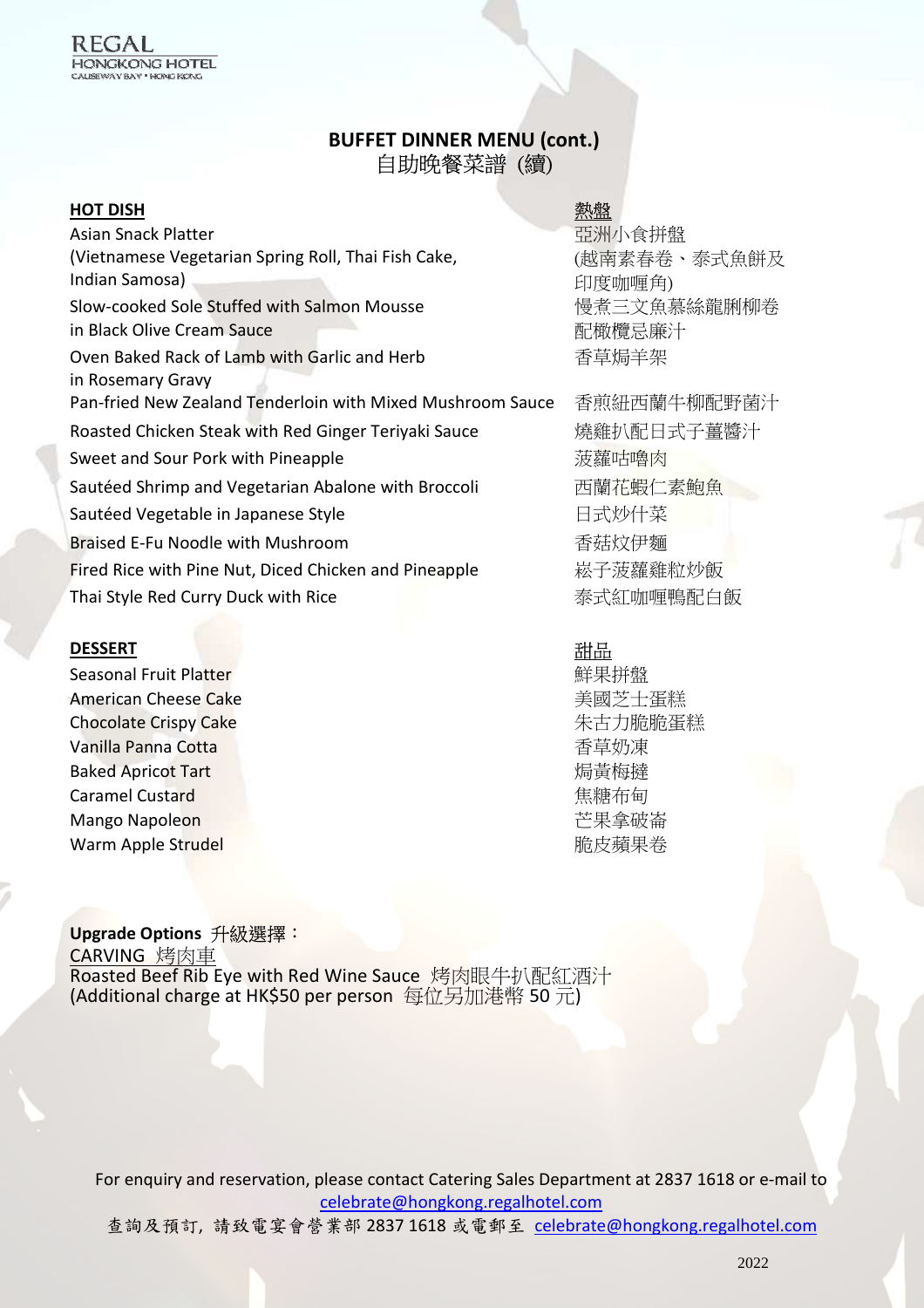REGAL
HONGKONG HOTEL
CAUSEWAY BAY • HONG KONG

# BUFFET DINNER MENU (cont.)
# 自助晚餐菜譜（續）

## HOT DISH 熱盤

| | |
|---|---|
| Asian Snack Platter (Vietnamese Vegetarian Spring Roll, Thai Fish Cake, Indian Samosa) | 亞洲小食拼盤 (越南素春卷、泰式魚餅及印度咖喱角) |
| Slow-cooked Sole Stuffed with Salmon Mousse in Black Olive Cream Sauce | 慢煮三文魚慕絲龍脷柳卷配橄欖忌廉汁 |
| Oven Baked Rack of Lamb with Garlic and Herb in Rosemary Gravy | 香草焗羊架 |
| Pan-fried New Zealand Tenderloin with Mixed Mushroom Sauce | 香煎紐西蘭牛柳配野菌汁 |
| Roasted Chicken Steak with Red Ginger Teriyaki Sauce | 燒雞扒配日式子薑醬汁 |
| Sweet and Sour Pork with Pineapple | 菠蘿咕嚕肉 |
| Sautéed Shrimp and Vegetarian Abalone with Broccoli | 西蘭花蝦仁素鮑魚 |
| Sautéed Vegetable in Japanese Style | 日式炒什菜 |
| Braised E-Fu Noodle with Mushroom | 香菇炆伊麵 |
| Fired Rice with Pine Nut, Diced Chicken and Pineapple | 崧子菠蘿雞粒炒飯 |
| Thai Style Red Curry Duck with Rice | 泰式紅咖喱鴨配白飯 |

## DESSERT 甜品

| | |
|---|---|
| Seasonal Fruit Platter | 鮮果拼盤 |
| American Cheese Cake | 美國芝士蛋糕 |
| Chocolate Crispy Cake | 朱古力脆脆蛋糕 |
| Vanilla Panna Cotta | 香草奶凍 |
| Baked Apricot Tart | 焗黃梅撻 |
| Caramel Custard | 焦糖布甸 |
| Mango Napoleon | 芒果拿破崙 |
| Warm Apple Strudel | 脆皮蘋果卷 |

**Upgrade Options** 升級選擇：

CARVING 烤肉車

Roasted Beef Rib Eye with Red Wine Sauce 烤肉眼牛扒配紅酒汁

(Additional charge at HK$50 per person 每位另加港幣 50 元)

For enquiry and reservation, please contact Catering Sales Department at 2837 1618 or e-mail to celebrate@hongkong.regalhotel.com

查詢及預訂，請致電宴會營業部 2837 1618 或電郵至 celebrate@hongkong.regalhotel.com

2022